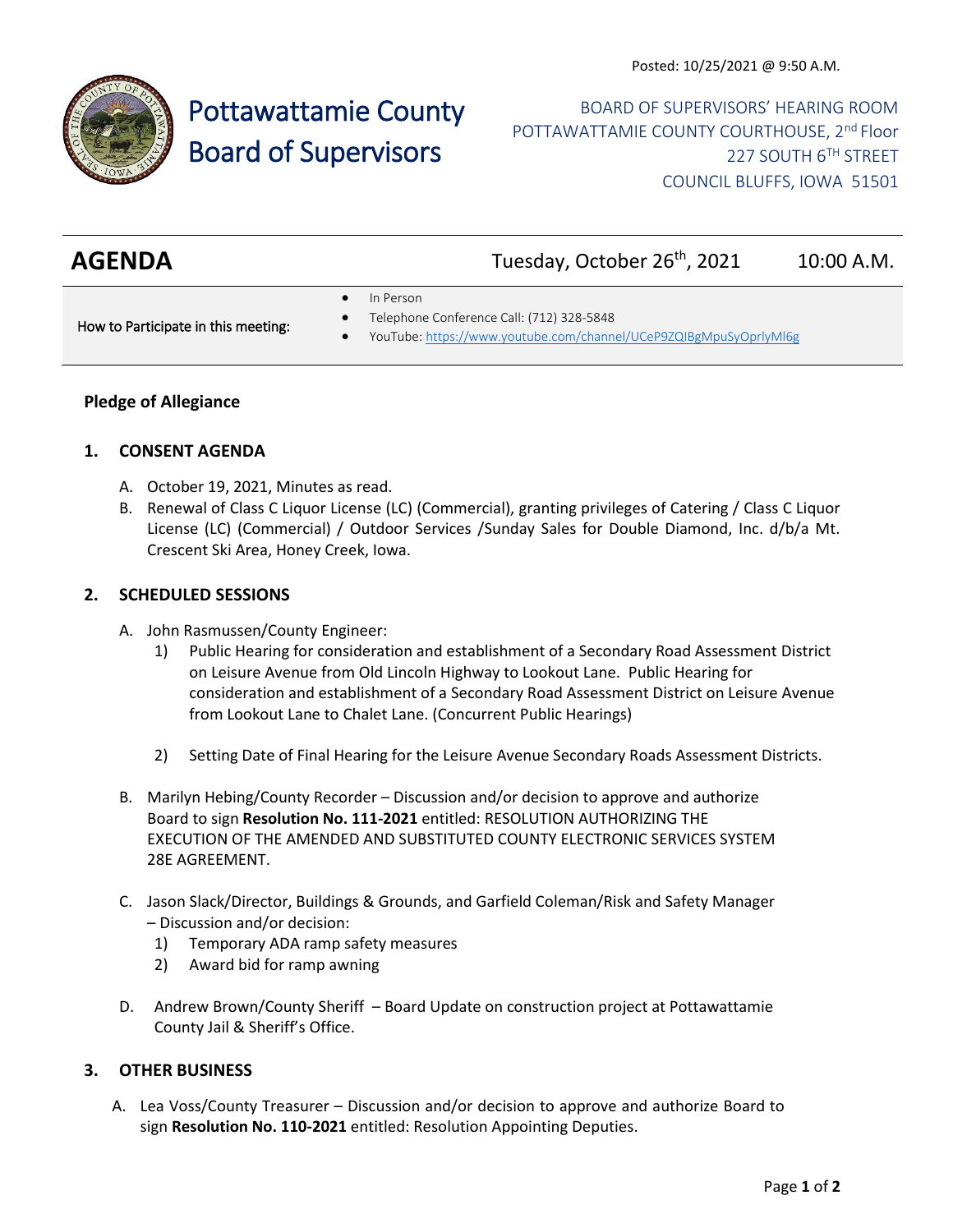Posted: 10/25/2021 @ 9:50 A.M.

# Pottawattamie County Board of Supervisors

BOARD OF SUPERVISORS' HEARING ROOM
POTTAWATTAMIE COUNTY COURTHOUSE, 2nd Floor
227 SOUTH 6TH STREET
COUNCIL BLUFFS, IOWA 51501

## AGENDA

Tuesday, October 26th, 2021 10:00 A.M.

How to Participate in this meeting:

- In Person
- Telephone Conference Call: (712) 328-5848
- YouTube: https://www.youtube.com/channel/UCeP9ZQIBgMpuSyOprlyMl6g

**Pledge of Allegiance**

### 1. CONSENT AGENDA

A. October 19, 2021, Minutes as read.

B. Renewal of Class C Liquor License (LC) (Commercial), granting privileges of Catering / Class C Liquor License (LC) (Commercial) / Outdoor Services /Sunday Sales for Double Diamond, Inc. d/b/a Mt. Crescent Ski Area, Honey Creek, Iowa.

### 2. SCHEDULED SESSIONS

A. John Rasmussen/County Engineer:

1) Public Hearing for consideration and establishment of a Secondary Road Assessment District on Leisure Avenue from Old Lincoln Highway to Lookout Lane. Public Hearing for consideration and establishment of a Secondary Road Assessment District on Leisure Avenue from Lookout Lane to Chalet Lane. (Concurrent Public Hearings)

2) Setting Date of Final Hearing for the Leisure Avenue Secondary Roads Assessment Districts.

B. Marilyn Hebing/County Recorder – Discussion and/or decision to approve and authorize Board to sign **Resolution No. 111-2021** entitled: RESOLUTION AUTHORIZING THE EXECUTION OF THE AMENDED AND SUBSTITUTED COUNTY ELECTRONIC SERVICES SYSTEM 28E AGREEMENT.

C. Jason Slack/Director, Buildings & Grounds, and Garfield Coleman/Risk and Safety Manager – Discussion and/or decision:

1) Temporary ADA ramp safety measures
2) Award bid for ramp awning

D. Andrew Brown/County Sheriff – Board Update on construction project at Pottawattamie County Jail & Sheriff's Office.

### 3. OTHER BUSINESS

A. Lea Voss/County Treasurer – Discussion and/or decision to approve and authorize Board to sign **Resolution No. 110-2021** entitled: Resolution Appointing Deputies.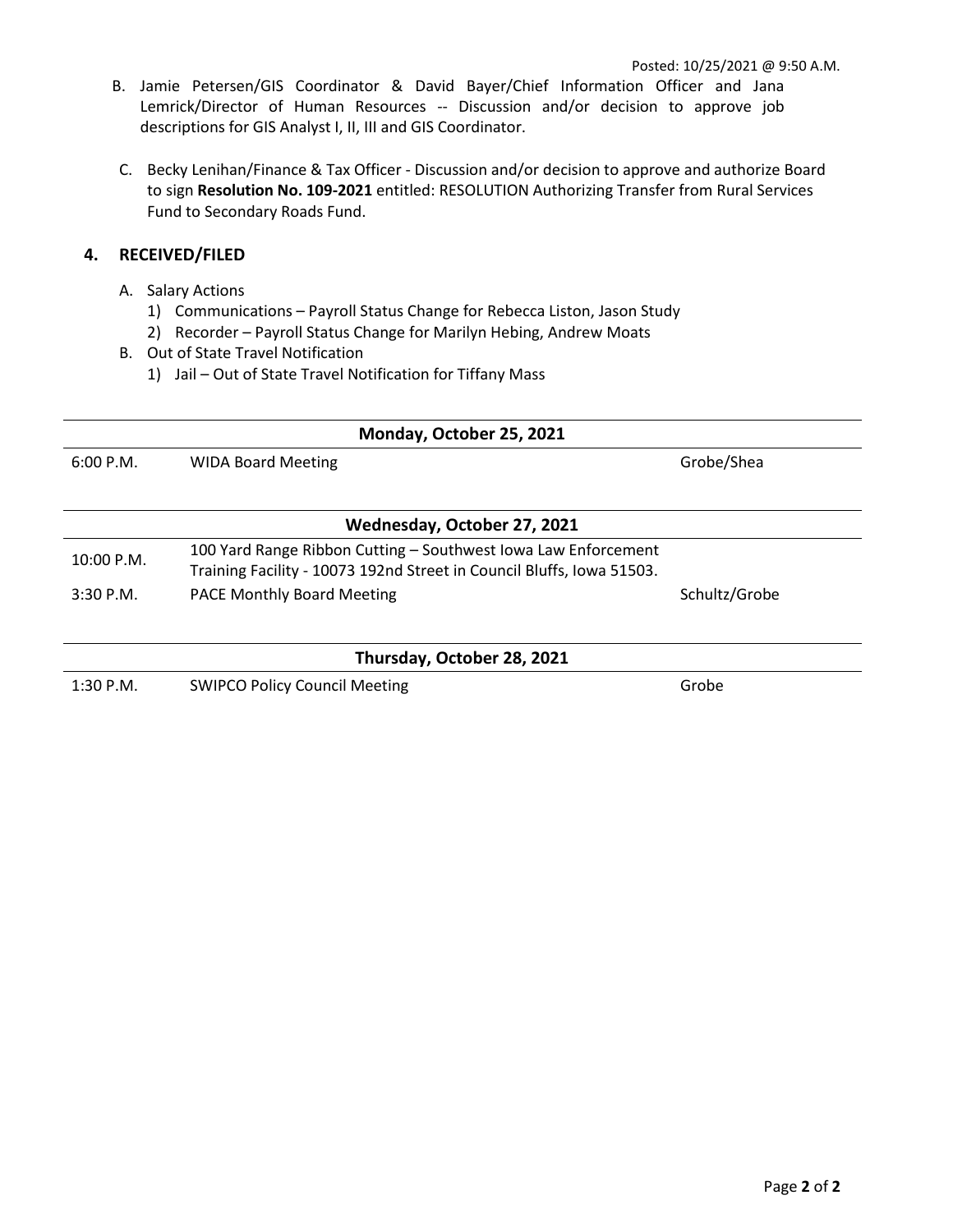Posted: 10/25/2021 @ 9:50 A.M.

B. Jamie Petersen/GIS Coordinator & David Bayer/Chief Information Officer and Jana Lemrick/Director of Human Resources -- Discussion and/or decision to approve job descriptions for GIS Analyst I, II, III and GIS Coordinator.

C. Becky Lenihan/Finance & Tax Officer - Discussion and/or decision to approve and authorize Board to sign **Resolution No. 109-2021** entitled: RESOLUTION Authorizing Transfer from Rural Services Fund to Secondary Roads Fund.

## 4. RECEIVED/FILED

A. Salary Actions
   1) Communications – Payroll Status Change for Rebecca Liston, Jason Study
   2) Recorder – Payroll Status Change for Marilyn Hebing, Andrew Moats

B. Out of State Travel Notification
   1) Jail – Out of State Travel Notification for Tiffany Mass

| | | |
|---|---|---|
| **Monday, October 25, 2021** | | |
| 6:00 P.M. | WIDA Board Meeting | Grobe/Shea |
| **Wednesday, October 27, 2021** | | |
| 10:00 P.M. | 100 Yard Range Ribbon Cutting – Southwest Iowa Law Enforcement Training Facility - 10073 192nd Street in Council Bluffs, Iowa 51503. | |
| 3:30 P.M. | PACE Monthly Board Meeting | Schultz/Grobe |
| **Thursday, October 28, 2021** | | |
| 1:30 P.M. | SWIPCO Policy Council Meeting | Grobe |